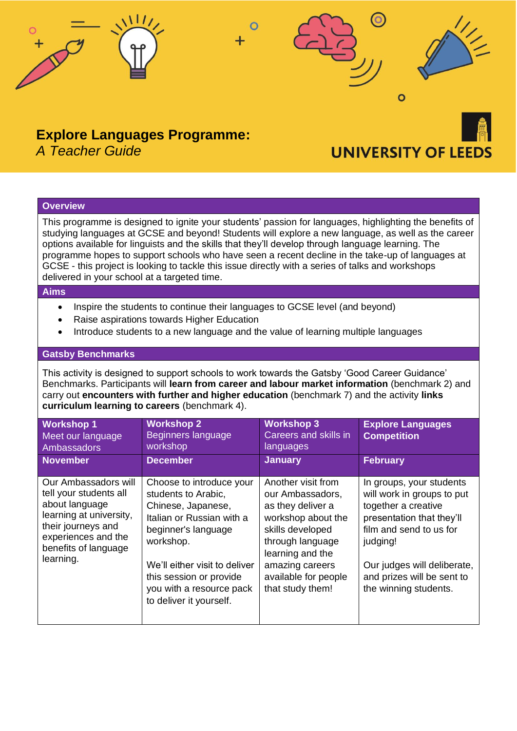# Explore Languages Programme:
*A Teacher Guide*

UNIVERSITY OF LEEDS

## Overview

This programme is designed to ignite your students' passion for languages, highlighting the benefits of studying languages at GCSE and beyond! Students will explore a new language, as well as the career options available for linguists and the skills that they'll develop through language learning. The programme hopes to support schools who have seen a recent decline in the take-up of languages at GCSE - this project is looking to tackle this issue directly with a series of talks and workshops delivered in your school at a targeted time.

## Aims

- Inspire the students to continue their languages to GCSE level (and beyond)
- Raise aspirations towards Higher Education
- Introduce students to a new language and the value of learning multiple languages

## Gatsby Benchmarks

This activity is designed to support schools to work towards the Gatsby 'Good Career Guidance' Benchmarks. Participants will **learn from career and labour market information** (benchmark 2) and carry out **encounters with further and higher education** (benchmark 7) and the activity **links curriculum learning to careers** (benchmark 4).

| **Workshop 1** Meet our language Ambassadors | **Workshop 2** Beginners language workshop | **Workshop 3** Careers and skills in languages | **Explore Languages Competition** |
|---|---|---|---|
| **November** | **December** | **January** | **February** |
| Our Ambassadors will tell your students all about language learning at university, their journeys and experiences and the benefits of language learning. | Choose to introduce your students to Arabic, Chinese, Japanese, Italian or Russian with a beginner's language workshop.<br><br>We'll either visit to deliver this session or provide you with a resource pack to deliver it yourself. | Another visit from our Ambassadors, as they deliver a workshop about the skills developed through language learning and the amazing careers available for people that study them! | In groups, your students will work in groups to put together a creative presentation that they'll film and send to us for judging!<br><br>Our judges will deliberate, and prizes will be sent to the winning students. |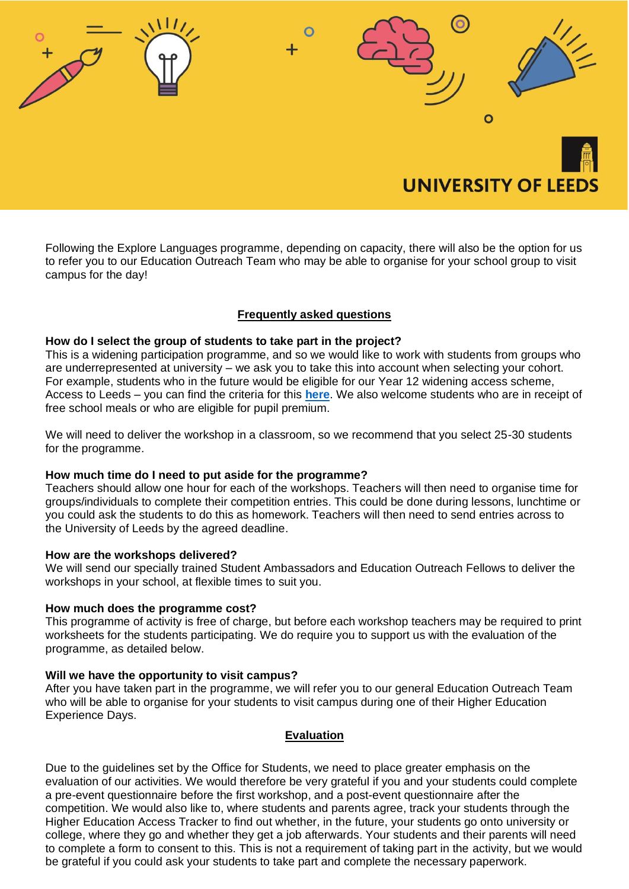Following the Explore Languages programme, depending on capacity, there will also be the option for us to refer you to our Education Outreach Team who may be able to organise for your school group to visit campus for the day!

## Frequently asked questions

**How do I select the group of students to take part in the project?**

This is a widening participation programme, and so we would like to work with students from groups who are underrepresented at university – we ask you to take this into account when selecting your cohort. For example, students who in the future would be eligible for our Year 12 widening access scheme, Access to Leeds – you can find the criteria for this **here**. We also welcome students who are in receipt of free school meals or who are eligible for pupil premium.

We will need to deliver the workshop in a classroom, so we recommend that you select 25-30 students for the programme.

**How much time do I need to put aside for the programme?**

Teachers should allow one hour for each of the workshops. Teachers will then need to organise time for groups/individuals to complete their competition entries. This could be done during lessons, lunchtime or you could ask the students to do this as homework. Teachers will then need to send entries across to the University of Leeds by the agreed deadline.

**How are the workshops delivered?**

We will send our specially trained Student Ambassadors and Education Outreach Fellows to deliver the workshops in your school, at flexible times to suit you.

**How much does the programme cost?**

This programme of activity is free of charge, but before each workshop teachers may be required to print worksheets for the students participating. We do require you to support us with the evaluation of the programme, as detailed below.

**Will we have the opportunity to visit campus?**

After you have taken part in the programme, we will refer you to our general Education Outreach Team who will be able to organise for your students to visit campus during one of their Higher Education Experience Days.

## Evaluation

Due to the guidelines set by the Office for Students, we need to place greater emphasis on the evaluation of our activities. We would therefore be very grateful if you and your students could complete a pre-event questionnaire before the first workshop, and a post-event questionnaire after the competition. We would also like to, where students and parents agree, track your students through the Higher Education Access Tracker to find out whether, in the future, your students go onto university or college, where they go and whether they get a job afterwards. Your students and their parents will need to complete a form to consent to this. This is not a requirement of taking part in the activity, but we would be grateful if you could ask your students to take part and complete the necessary paperwork.